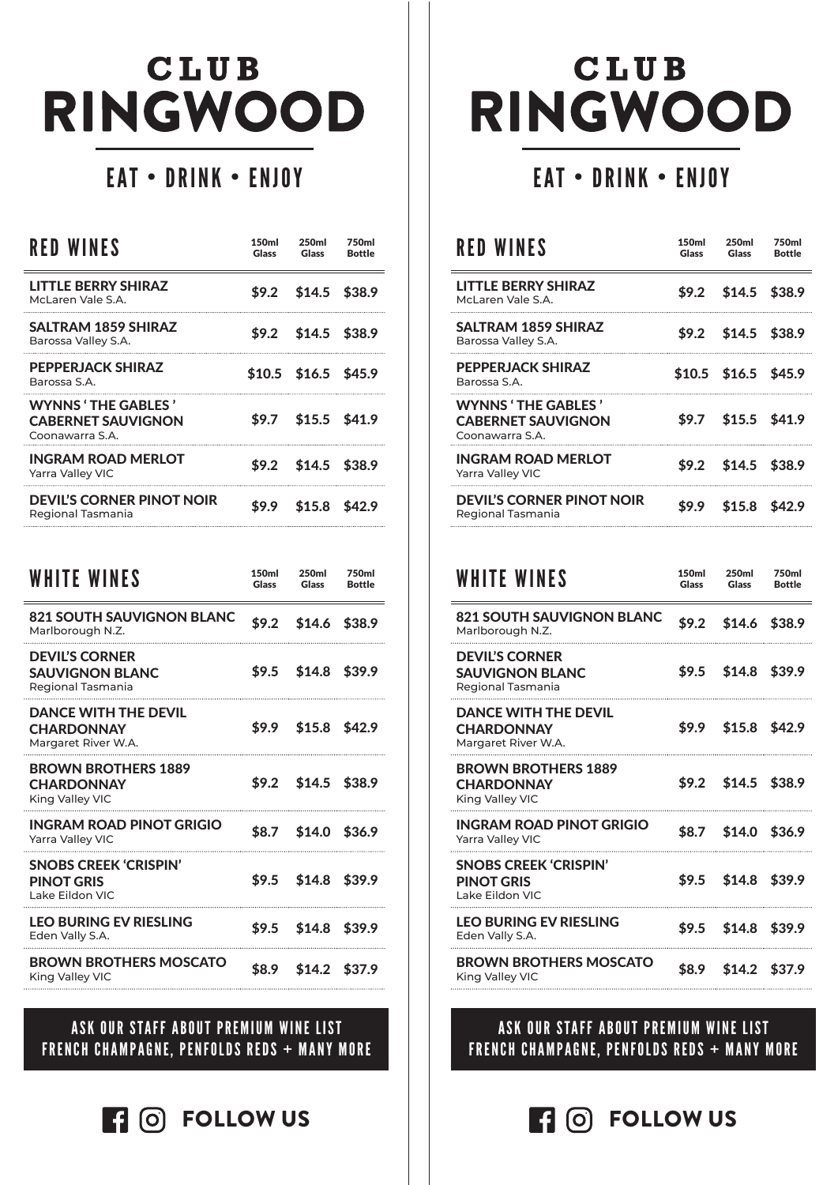# CLUB RINGWOOD

## EAT • DRINK • ENJOY

| RED WINES | 150ml Glass | 250ml Glass | 750ml Bottle |
|---|---|---|---|
| **LITTLE BERRY SHIRAZ** McLaren Vale S.A. | $9.2 | $14.5 | $38.9 |
| **SALTRAM 1859 SHIRAZ** Barossa Valley S.A. | $9.2 | $14.5 | $38.9 |
| **PEPPERJACK SHIRAZ** Barossa S.A. | $10.5 | $16.5 | $45.9 |
| **WYNNS ' THE GABLES ' CABERNET SAUVIGNON** Coonawarra S.A. | $9.7 | $15.5 | $41.9 |
| **INGRAM ROAD MERLOT** Yarra Valley VIC | $9.2 | $14.5 | $38.9 |
| **DEVIL'S CORNER PINOT NOIR** Regional Tasmania | $9.9 | $15.8 | $42.9 |

| WHITE WINES | 150ml Glass | 250ml Glass | 750ml Bottle |
|---|---|---|---|
| **821 SOUTH SAUVIGNON BLANC** Marlborough N.Z. | $9.2 | $14.6 | $38.9 |
| **DEVIL'S CORNER SAUVIGNON BLANC** Regional Tasmania | $9.5 | $14.8 | $39.9 |
| **DANCE WITH THE DEVIL CHARDONNAY** Margaret River W.A. | $9.9 | $15.8 | $42.9 |
| **BROWN BROTHERS 1889 CHARDONNAY** King Valley VIC | $9.2 | $14.5 | $38.9 |
| **INGRAM ROAD PINOT GRIGIO** Yarra Valley VIC | $8.7 | $14.0 | $36.9 |
| **SNOBS CREEK 'CRISPIN' PINOT GRIS** Lake Eildon VIC | $9.5 | $14.8 | $39.9 |
| **LEO BURING EV RIESLING** Eden Vally S.A. | $9.5 | $14.8 | $39.9 |
| **BROWN BROTHERS MOSCATO** King Valley VIC | $8.9 | $14.2 | $37.9 |

**ASK OUR STAFF ABOUT PREMIUM WINE LIST**
**FRENCH CHAMPAGNE, PENFOLDS REDS + MANY MORE**

**FOLLOW US**

# CLUB RINGWOOD

## EAT • DRINK • ENJOY

| RED WINES | 150ml Glass | 250ml Glass | 750ml Bottle |
|---|---|---|---|
| **LITTLE BERRY SHIRAZ** McLaren Vale S.A. | $9.2 | $14.5 | $38.9 |
| **SALTRAM 1859 SHIRAZ** Barossa Valley S.A. | $9.2 | $14.5 | $38.9 |
| **PEPPERJACK SHIRAZ** Barossa S.A. | $10.5 | $16.5 | $45.9 |
| **WYNNS ' THE GABLES ' CABERNET SAUVIGNON** Coonawarra S.A. | $9.7 | $15.5 | $41.9 |
| **INGRAM ROAD MERLOT** Yarra Valley VIC | $9.2 | $14.5 | $38.9 |
| **DEVIL'S CORNER PINOT NOIR** Regional Tasmania | $9.9 | $15.8 | $42.9 |

| WHITE WINES | 150ml Glass | 250ml Glass | 750ml Bottle |
|---|---|---|---|
| **821 SOUTH SAUVIGNON BLANC** Marlborough N.Z. | $9.2 | $14.6 | $38.9 |
| **DEVIL'S CORNER SAUVIGNON BLANC** Regional Tasmania | $9.5 | $14.8 | $39.9 |
| **DANCE WITH THE DEVIL CHARDONNAY** Margaret River W.A. | $9.9 | $15.8 | $42.9 |
| **BROWN BROTHERS 1889 CHARDONNAY** King Valley VIC | $9.2 | $14.5 | $38.9 |
| **INGRAM ROAD PINOT GRIGIO** Yarra Valley VIC | $8.7 | $14.0 | $36.9 |
| **SNOBS CREEK 'CRISPIN' PINOT GRIS** Lake Eildon VIC | $9.5 | $14.8 | $39.9 |
| **LEO BURING EV RIESLING** Eden Vally S.A. | $9.5 | $14.8 | $39.9 |
| **BROWN BROTHERS MOSCATO** King Valley VIC | $8.9 | $14.2 | $37.9 |

**ASK OUR STAFF ABOUT PREMIUM WINE LIST**
**FRENCH CHAMPAGNE, PENFOLDS REDS + MANY MORE**

**FOLLOW US**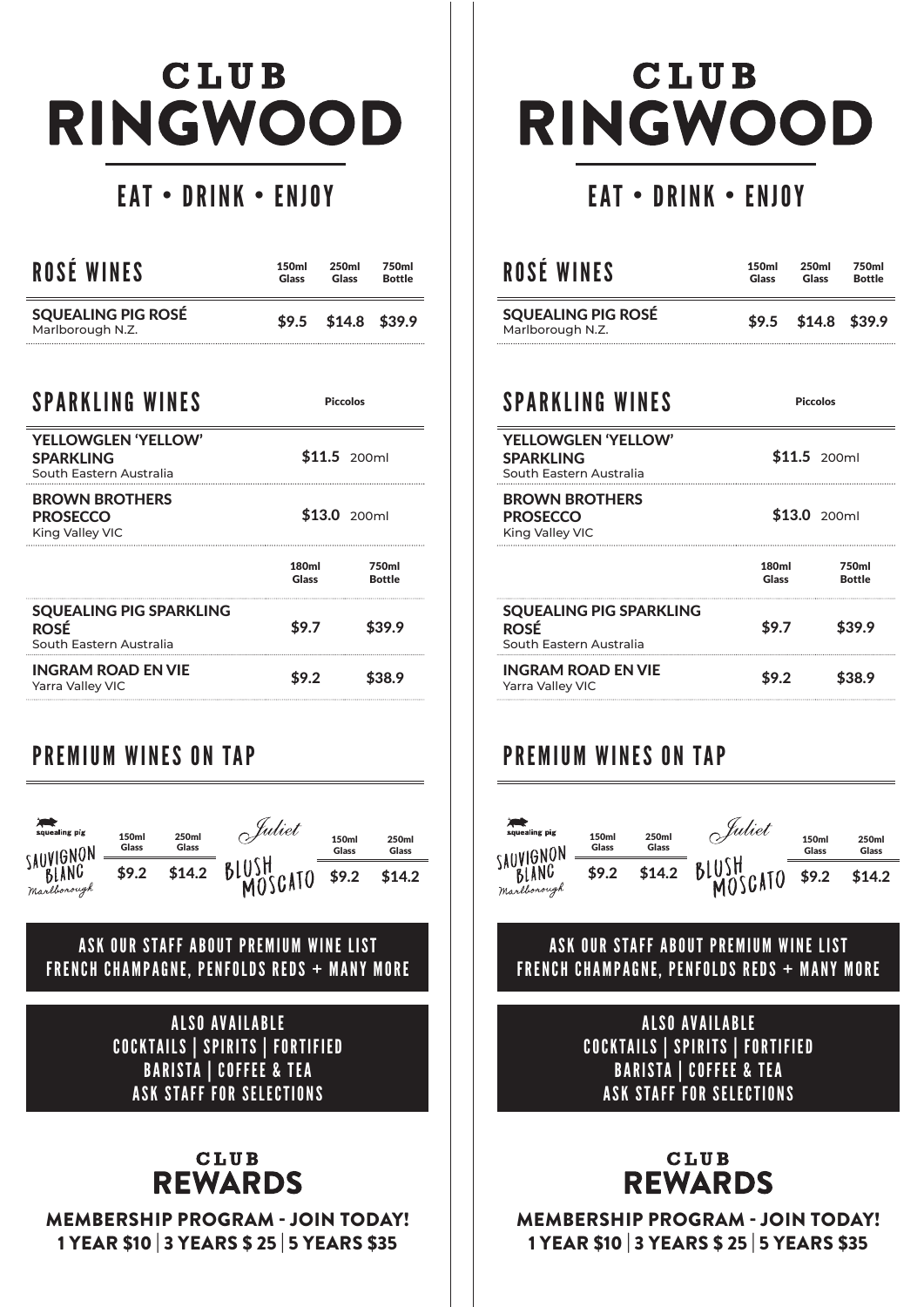# CLUB RINGWOOD

## EAT • DRINK • ENJOY

## ROSÉ WINES

| | 150ml Glass | 250ml Glass | 750ml Bottle |
|---|---|---|---|
| **SQUEALING PIG ROSÉ** Marlborough N.Z. | $9.5 | $14.8 | $39.9 |

## SPARKLING WINES

| | Piccolos |
|---|---|
| **YELLOWGLEN 'YELLOW' SPARKLING** South Eastern Australia | $11.5 200ml |
| **BROWN BROTHERS PROSECCO** King Valley VIC | $13.0 200ml |

| | 180ml Glass | 750ml Bottle |
|---|---|---|
| **SQUEALING PIG SPARKLING ROSÉ** South Eastern Australia | $9.7 | $39.9 |
| **INGRAM ROAD EN VIE** Yarra Valley VIC | $9.2 | $38.9 |

## PREMIUM WINES ON TAP

| | 150ml Glass | 250ml Glass |
|---|---|---|
| squealing pig SAUVIGNON BLANC Marlborough | $9.2 | $14.2 |
| Juliet BLUSH MOSCATO | $9.2 | $14.2 |

**ASK OUR STAFF ABOUT PREMIUM WINE LIST**
**FRENCH CHAMPAGNE, PENFOLDS REDS + MANY MORE**

**ALSO AVAILABLE**
**COCKTAILS | SPIRITS | FORTIFIED**
**BARISTA | COFFEE & TEA**
**ASK STAFF FOR SELECTIONS**

## CLUB REWARDS

**MEMBERSHIP PROGRAM - JOIN TODAY!**
**1 YEAR $10 | 3 YEARS $ 25 | 5 YEARS $35**

# CLUB RINGWOOD

## EAT • DRINK • ENJOY

## ROSÉ WINES

| | 150ml Glass | 250ml Glass | 750ml Bottle |
|---|---|---|---|
| **SQUEALING PIG ROSÉ** Marlborough N.Z. | $9.5 | $14.8 | $39.9 |

## SPARKLING WINES

| | Piccolos |
|---|---|
| **YELLOWGLEN 'YELLOW' SPARKLING** South Eastern Australia | $11.5 200ml |
| **BROWN BROTHERS PROSECCO** King Valley VIC | $13.0 200ml |

| | 180ml Glass | 750ml Bottle |
|---|---|---|
| **SQUEALING PIG SPARKLING ROSÉ** South Eastern Australia | $9.7 | $39.9 |
| **INGRAM ROAD EN VIE** Yarra Valley VIC | $9.2 | $38.9 |

## PREMIUM WINES ON TAP

| | 150ml Glass | 250ml Glass |
|---|---|---|
| squealing pig SAUVIGNON BLANC Marlborough | $9.2 | $14.2 |
| Juliet BLUSH MOSCATO | $9.2 | $14.2 |

**ASK OUR STAFF ABOUT PREMIUM WINE LIST**
**FRENCH CHAMPAGNE, PENFOLDS REDS + MANY MORE**

**ALSO AVAILABLE**
**COCKTAILS | SPIRITS | FORTIFIED**
**BARISTA | COFFEE & TEA**
**ASK STAFF FOR SELECTIONS**

## CLUB REWARDS

**MEMBERSHIP PROGRAM - JOIN TODAY!**
**1 YEAR $10 | 3 YEARS $ 25 | 5 YEARS $35**